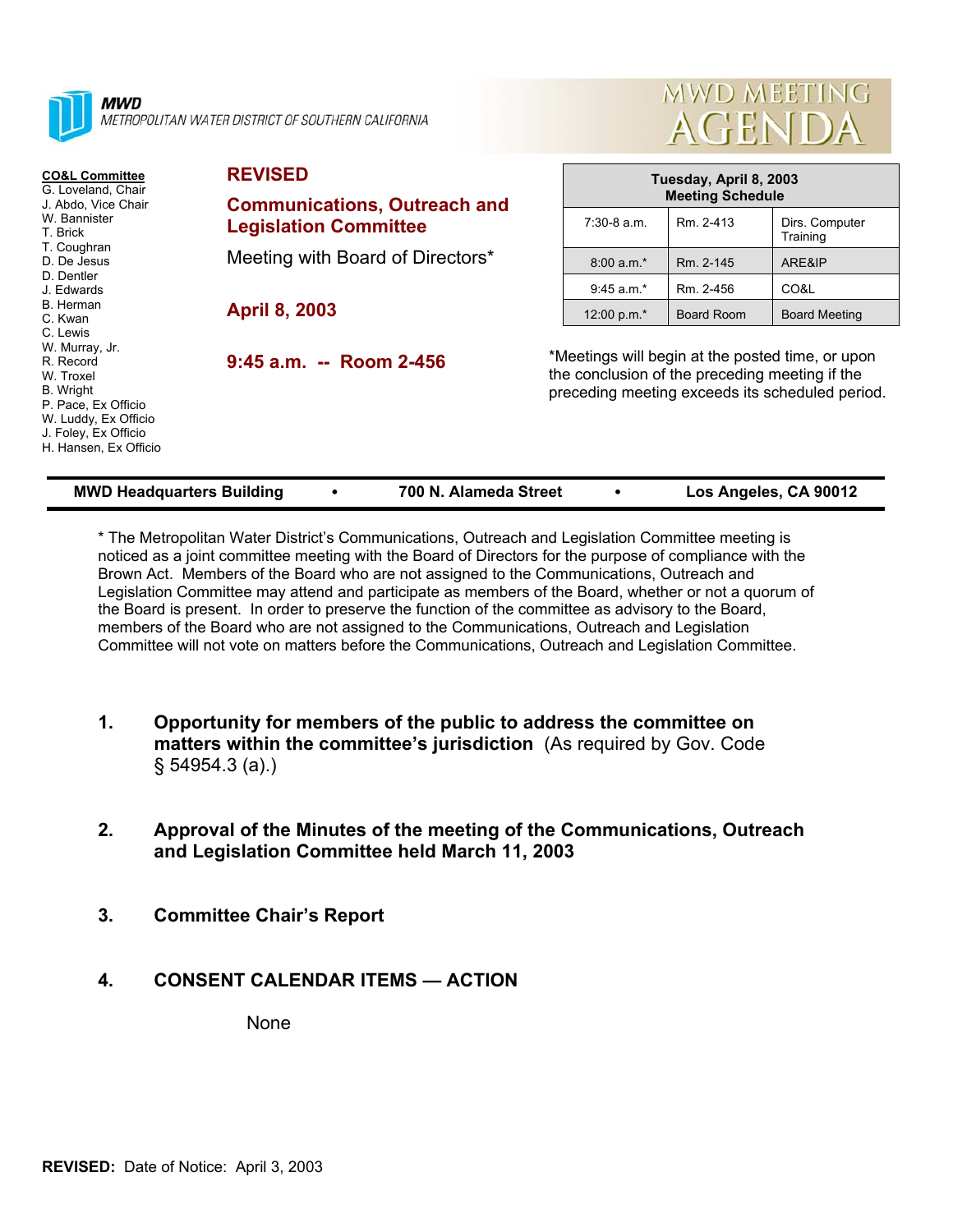**MWD**
*METROPOLITAN WATER DISTRICT OF SOUTHERN CALIFORNIA*

# MWD MEETING AGENDA

**CO&L Committee**
G. Loveland, Chair
J. Abdo, Vice Chair
W. Bannister
T. Brick
T. Coughran
D. De Jesus
D. Dentler
J. Edwards
B. Herman
C. Kwan
C. Lewis
W. Murray, Jr.
R. Record
W. Troxel
B. Wright
P. Pace, Ex Officio
W. Luddy, Ex Officio
J. Foley, Ex Officio
H. Hansen, Ex Officio

## REVISED

## Communications, Outreach and Legislation Committee

Meeting with Board of Directors*

## April 8, 2003

## 9:45 a.m. -- Room 2-456

| Tuesday, April 8, 2003 Meeting Schedule | | |
|---|---|---|
| 7:30-8 a.m. | Rm. 2-413 | Dirs. Computer Training |
| 8:00 a.m.* | Rm. 2-145 | ARE&IP |
| 9:45 a.m.* | Rm. 2-456 | CO&L |
| 12:00 p.m.* | Board Room | Board Meeting |

*Meetings will begin at the posted time, or upon the conclusion of the preceding meeting if the preceding meeting exceeds its scheduled period.

**MWD Headquarters Building • 700 N. Alameda Street • Los Angeles, CA 90012**

* The Metropolitan Water District's Communications, Outreach and Legislation Committee meeting is noticed as a joint committee meeting with the Board of Directors for the purpose of compliance with the Brown Act. Members of the Board who are not assigned to the Communications, Outreach and Legislation Committee may attend and participate as members of the Board, whether or not a quorum of the Board is present. In order to preserve the function of the committee as advisory to the Board, members of the Board who are not assigned to the Communications, Outreach and Legislation Committee will not vote on matters before the Communications, Outreach and Legislation Committee.

1. **Opportunity for members of the public to address the committee on matters within the committee's jurisdiction** (As required by Gov. Code § 54954.3 (a).)

2. **Approval of the Minutes of the meeting of the Communications, Outreach and Legislation Committee held March 11, 2003**

3. **Committee Chair's Report**

4. **CONSENT CALENDAR ITEMS — ACTION**

   None

**REVISED:** Date of Notice: April 3, 2003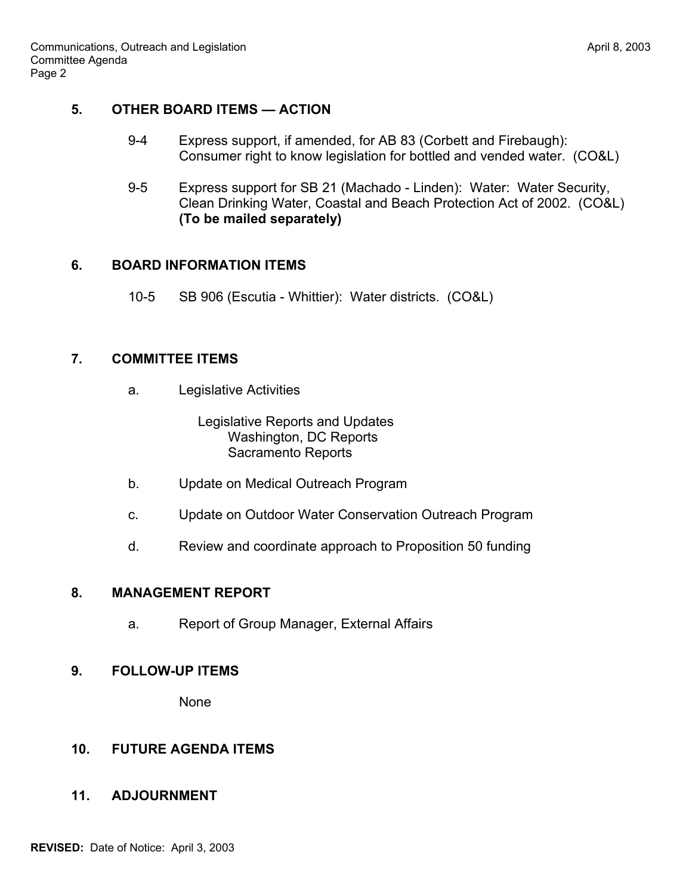## 5. OTHER BOARD ITEMS — ACTION

9-4 Express support, if amended, for AB 83 (Corbett and Firebaugh): Consumer right to know legislation for bottled and vended water. (CO&L)

9-5 Express support for SB 21 (Machado - Linden): Water: Water Security, Clean Drinking Water, Coastal and Beach Protection Act of 2002. (CO&L) **(To be mailed separately)**

## 6. BOARD INFORMATION ITEMS

10-5 SB 906 (Escutia - Whittier): Water districts. (CO&L)

## 7. COMMITTEE ITEMS

a. Legislative Activities

Legislative Reports and Updates
- Washington, DC Reports
- Sacramento Reports

b. Update on Medical Outreach Program

c. Update on Outdoor Water Conservation Outreach Program

d. Review and coordinate approach to Proposition 50 funding

## 8. MANAGEMENT REPORT

a. Report of Group Manager, External Affairs

## 9. FOLLOW-UP ITEMS

None

## 10. FUTURE AGENDA ITEMS

## 11. ADJOURNMENT

**REVISED:** Date of Notice: April 3, 2003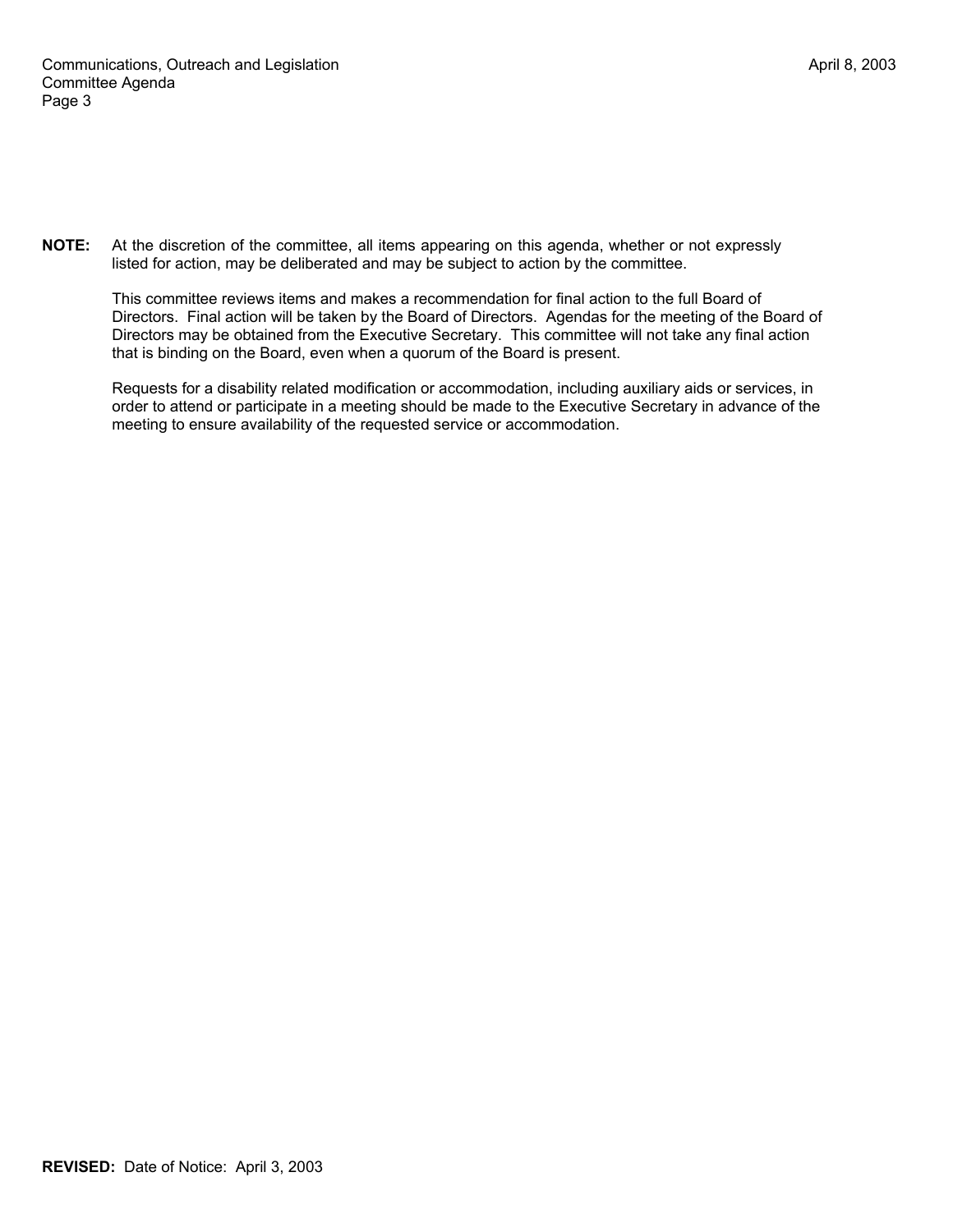**NOTE:** At the discretion of the committee, all items appearing on this agenda, whether or not expressly listed for action, may be deliberated and may be subject to action by the committee.

This committee reviews items and makes a recommendation for final action to the full Board of Directors. Final action will be taken by the Board of Directors. Agendas for the meeting of the Board of Directors may be obtained from the Executive Secretary. This committee will not take any final action that is binding on the Board, even when a quorum of the Board is present.

Requests for a disability related modification or accommodation, including auxiliary aids or services, in order to attend or participate in a meeting should be made to the Executive Secretary in advance of the meeting to ensure availability of the requested service or accommodation.

**REVISED:** Date of Notice: April 3, 2003